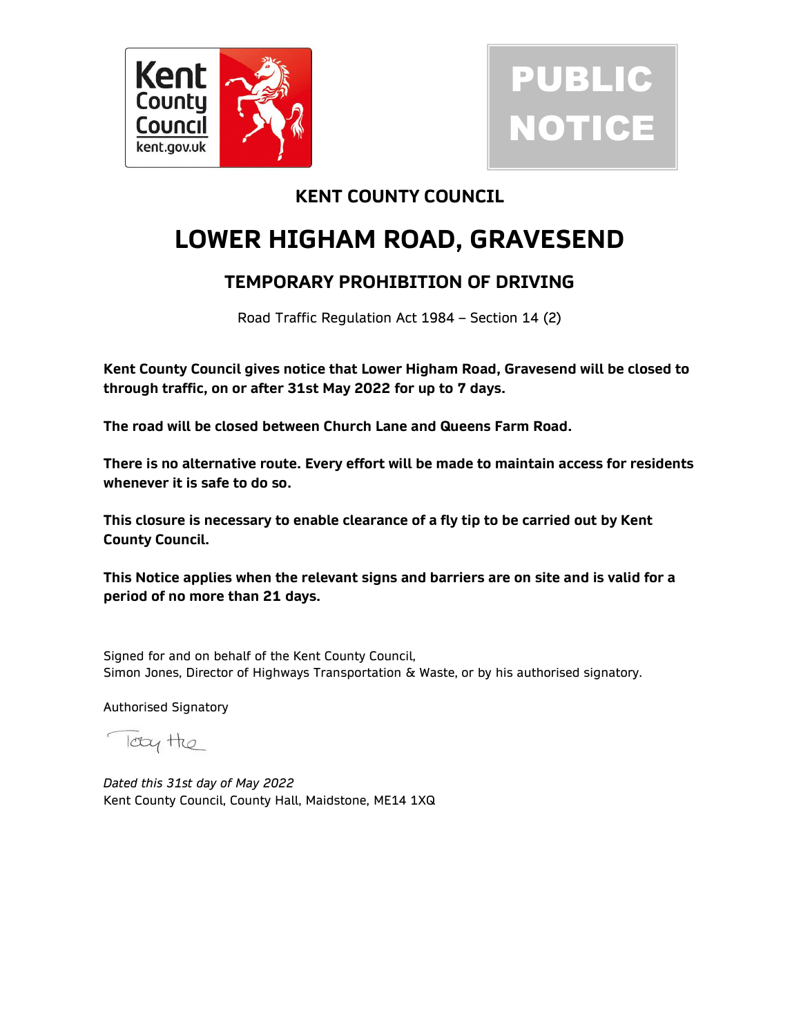Kent County Council
kent.gov.uk

**PUBLIC NOTICE**

## KENT COUNTY COUNCIL

# LOWER HIGHAM ROAD, GRAVESEND

## TEMPORARY PROHIBITION OF DRIVING

Road Traffic Regulation Act 1984 – Section 14 (2)

**Kent County Council gives notice that Lower Higham Road, Gravesend will be closed to through traffic, on or after 31st May 2022 for up to 7 days.**

**The road will be closed between Church Lane and Queens Farm Road.**

**There is no alternative route. Every effort will be made to maintain access for residents whenever it is safe to do so.**

**This closure is necessary to enable clearance of a fly tip to be carried out by Kent County Council.**

**This Notice applies when the relevant signs and barriers are on site and is valid for a period of no more than 21 days.**

Signed for and on behalf of the Kent County Council,
Simon Jones, Director of Highways Transportation & Waste, or by his authorised signatory.

Authorised Signatory

Toby Hte

*Dated this 31st day of May 2022*
Kent County Council, County Hall, Maidstone, ME14 1XQ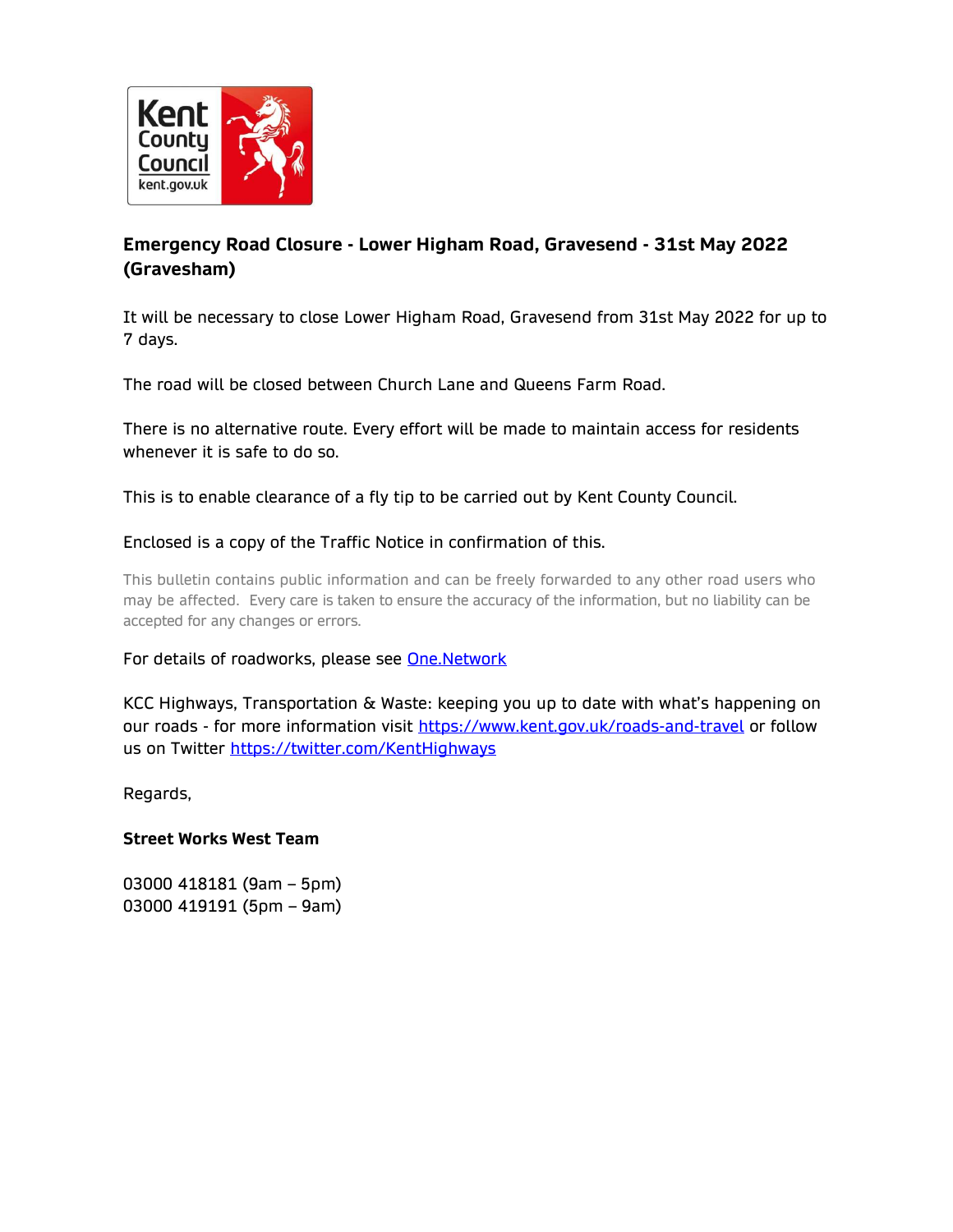**Emergency Road Closure - Lower Higham Road, Gravesend - 31st May 2022 (Gravesham)**

It will be necessary to close Lower Higham Road, Gravesend from 31st May 2022 for up to 7 days.

The road will be closed between Church Lane and Queens Farm Road.

There is no alternative route. Every effort will be made to maintain access for residents whenever it is safe to do so.

This is to enable clearance of a fly tip to be carried out by Kent County Council.

Enclosed is a copy of the Traffic Notice in confirmation of this.

This bulletin contains public information and can be freely forwarded to any other road users who may be affected. Every care is taken to ensure the accuracy of the information, but no liability can be accepted for any changes or errors.

For details of roadworks, please see [One.Network](One.Network)

KCC Highways, Transportation & Waste: keeping you up to date with what's happening on our roads - for more information visit [https://www.kent.gov.uk/roads-and-travel](https://www.kent.gov.uk/roads-and-travel) or follow us on Twitter [https://twitter.com/KentHighways](https://twitter.com/KentHighways)

Regards,

**Street Works West Team**

03000 418181 (9am – 5pm)
03000 419191 (5pm – 9am)